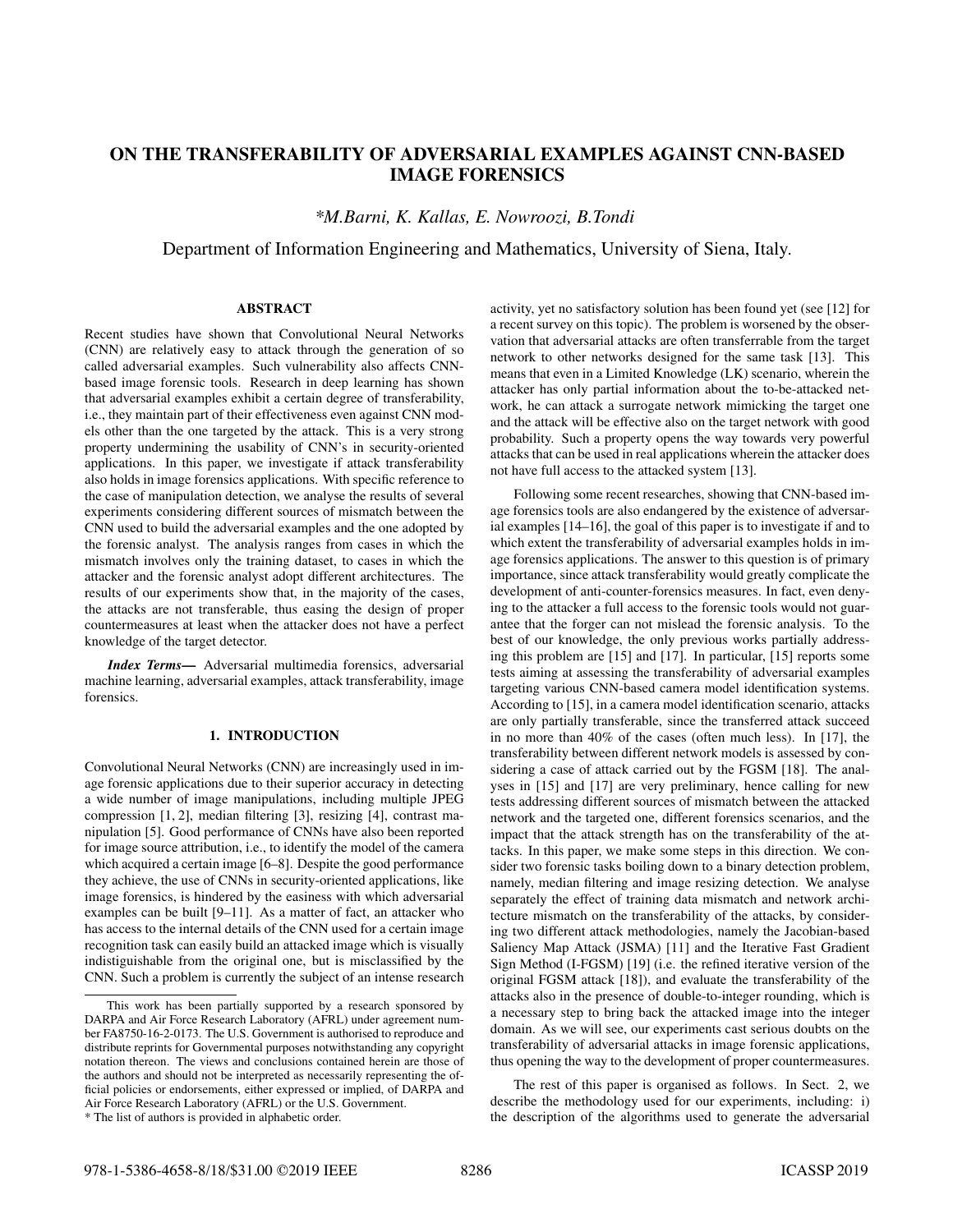# ON THE TRANSFERABILITY OF ADVERSARIAL EXAMPLES AGAINST CNN-BASED IMAGE FORENSICS

*\*M.Barni, K. Kallas, E. Nowroozi, B.Tondi*

Department of Information Engineering and Mathematics, University of Siena, Italy.

## ABSTRACT

Recent studies have shown that Convolutional Neural Networks (CNN) are relatively easy to attack through the generation of so called adversarial examples. Such vulnerability also affects CNN-based image forensic tools. Research in deep learning has shown that adversarial examples exhibit a certain degree of transferability, i.e., they maintain part of their effectiveness even against CNN models other than the one targeted by the attack. This is a very strong property undermining the usability of CNN's in security-oriented applications. In this paper, we investigate if attack transferability also holds in image forensics applications. With specific reference to the case of manipulation detection, we analyse the results of several experiments considering different sources of mismatch between the CNN used to build the adversarial examples and the one adopted by the forensic analyst. The analysis ranges from cases in which the mismatch involves only the training dataset, to cases in which the attacker and the forensic analyst adopt different architectures. The results of our experiments show that, in the majority of the cases, the attacks are not transferable, thus easing the design of proper countermeasures at least when the attacker does not have a perfect knowledge of the target detector.

***Index Terms*—** Adversarial multimedia forensics, adversarial machine learning, adversarial examples, attack transferability, image forensics.

## 1. INTRODUCTION

Convolutional Neural Networks (CNN) are increasingly used in image forensic applications due to their superior accuracy in detecting a wide number of image manipulations, including multiple JPEG compression [1, 2], median filtering [3], resizing [4], contrast manipulation [5]. Good performance of CNNs have also been reported for image source attribution, i.e., to identify the model of the camera which acquired a certain image [6–8]. Despite the good performance they achieve, the use of CNNs in security-oriented applications, like image forensics, is hindered by the easiness with which adversarial examples can be built [9–11]. As a matter of fact, an attacker who has access to the internal details of the CNN used for a certain image recognition task can easily build an attacked image which is visually indistiguishable from the original one, but is misclassified by the CNN. Such a problem is currently the subject of an intense research activity, yet no satisfactory solution has been found yet (see [12] for a recent survey on this topic). The problem is worsened by the observation that adversarial attacks are often transferrable from the target network to other networks designed for the same task [13]. This means that even in a Limited Knowledge (LK) scenario, wherein the attacker has only partial information about the to-be-attacked network, he can attack a surrogate network mimicking the target one and the attack will be effective also on the target network with good probability. Such a property opens the way towards very powerful attacks that can be used in real applications wherein the attacker does not have full access to the attacked system [13].

Following some recent researches, showing that CNN-based image forensics tools are also endangered by the existence of adversarial examples [14–16], the goal of this paper is to investigate if and to which extent the transferability of adversarial examples holds in image forensics applications. The answer to this question is of primary importance, since attack transferability would greatly complicate the development of anti-counter-forensics measures. In fact, even denying to the attacker a full access to the forensic tools would not guarantee that the forger can not mislead the forensic analysis. To the best of our knowledge, the only previous works partially addressing this problem are [15] and [17]. In particular, [15] reports some tests aiming at assessing the transferability of adversarial examples targeting various CNN-based camera model identification systems. According to [15], in a camera model identification scenario, attacks are only partially transferable, since the transferred attack succeed in no more than 40% of the cases (often much less). In [17], the transferability between different network models is assessed by considering a case of attack carried out by the FGSM [18]. The analyses in [15] and [17] are very preliminary, hence calling for new tests addressing different sources of mismatch between the attacked network and the targeted one, different forensics scenarios, and the impact that the attack strength has on the transferability of the attacks. In this paper, we make some steps in this direction. We consider two forensic tasks boiling down to a binary detection problem, namely, median filtering and image resizing detection. We analyse separately the effect of training data mismatch and network architecture mismatch on the transferability of the attacks, by considering two different attack methodologies, namely the Jacobian-based Saliency Map Attack (JSMA) [11] and the Iterative Fast Gradient Sign Method (I-FGSM) [19] (i.e. the refined iterative version of the original FGSM attack [18]), and evaluate the transferability of the attacks also in the presence of double-to-integer rounding, which is a necessary step to bring back the attacked image into the integer domain. As we will see, our experiments cast serious doubts on the transferability of adversarial attacks in image forensic applications, thus opening the way to the development of proper countermeasures.

The rest of this paper is organised as follows. In Sect. 2, we describe the methodology used for our experiments, including: i) the description of the algorithms used to generate the adversarial

---

This work has been partially supported by a research sponsored by DARPA and Air Force Research Laboratory (AFRL) under agreement number FA8750-16-2-0173. The U.S. Government is authorised to reproduce and distribute reprints for Governmental purposes notwithstanding any copyright notation thereon. The views and conclusions contained herein are those of the authors and should not be interpreted as necessarily representing the official policies or endorsements, either expressed or implied, of DARPA and Air Force Research Laboratory (AFRL) or the U.S. Government.

\* The list of authors is provided in alphabetic order.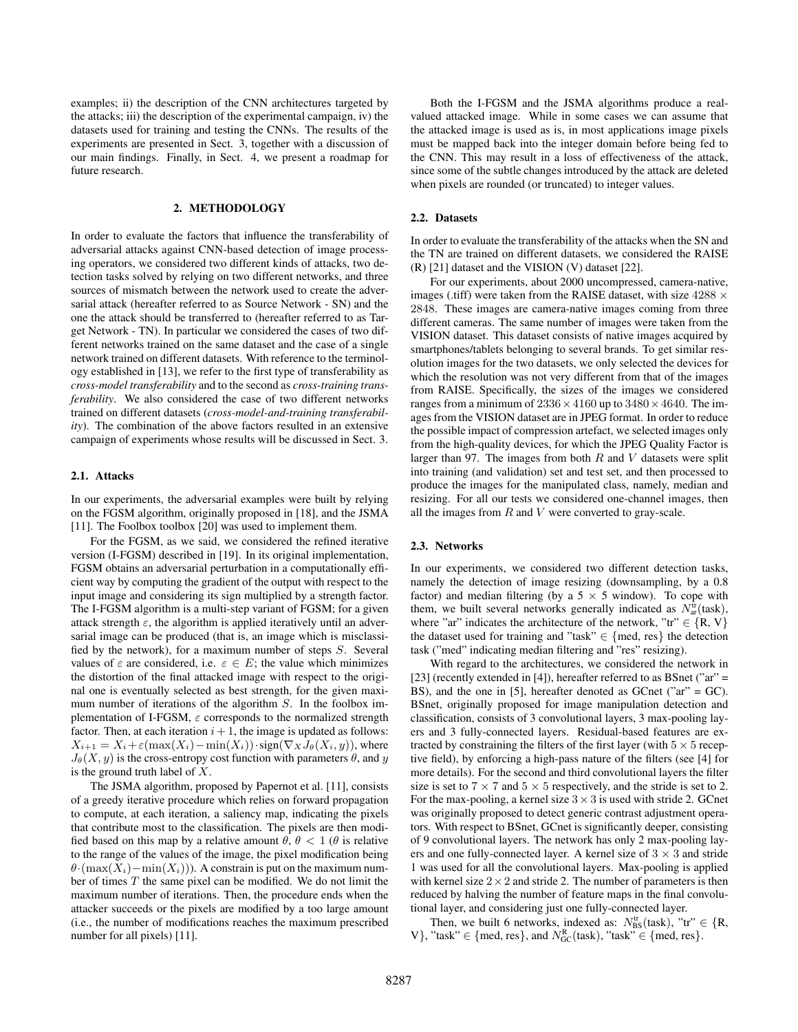examples; ii) the description of the CNN architectures targeted by the attacks; iii) the description of the experimental campaign, iv) the datasets used for training and testing the CNNs. The results of the experiments are presented in Sect. 3, together with a discussion of our main findings. Finally, in Sect. 4, we present a roadmap for future research.

## 2. METHODOLOGY

In order to evaluate the factors that influence the transferability of adversarial attacks against CNN-based detection of image processing operators, we considered two different kinds of attacks, two detection tasks solved by relying on two different networks, and three sources of mismatch between the network used to create the adversarial attack (hereafter referred to as Source Network - SN) and the one the attack should be transferred to (hereafter referred to as Target Network - TN). In particular we considered the cases of two different networks trained on the same dataset and the case of a single network trained on different datasets. With reference to the terminology established in [13], we refer to the first type of transferability as *cross-model transferability* and to the second as *cross-training transferability*. We also considered the case of two different networks trained on different datasets (*cross-model-and-training transferability*). The combination of the above factors resulted in an extensive campaign of experiments whose results will be discussed in Sect. 3.

### 2.1. Attacks

In our experiments, the adversarial examples were built by relying on the FGSM algorithm, originally proposed in [18], and the JSMA [11]. The Foolbox toolbox [20] was used to implement them.

For the FGSM, as we said, we considered the refined iterative version (I-FGSM) described in [19]. In its original implementation, FGSM obtains an adversarial perturbation in a computationally efficient way by computing the gradient of the output with respect to the input image and considering its sign multiplied by a strength factor. The I-FGSM algorithm is a multi-step variant of FGSM; for a given attack strength $\varepsilon$, the algorithm is applied iteratively until an adversarial image can be produced (that is, an image which is misclassified by the network), for a maximum number of steps $S$. Several values of $\varepsilon$ are considered, i.e. $\varepsilon \in E$; the value which minimizes the distortion of the final attacked image with respect to the original one is eventually selected as best strength, for the given maximum number of iterations of the algorithm $S$. In the foolbox implementation of I-FGSM, $\varepsilon$ corresponds to the normalized strength factor. Then, at each iteration $i+1$, the image is updated as follows: $X_{i+1} = X_i + \varepsilon(\max(X_i) - \min(X_i)) \cdot \mathrm{sign}(\nabla_X J_\theta(X_i, y))$, where $J_\theta(X, y)$ is the cross-entropy cost function with parameters $\theta$, and $y$ is the ground truth label of $X$.

The JSMA algorithm, proposed by Papernot et al. [11], consists of a greedy iterative procedure which relies on forward propagation to compute, at each iteration, a saliency map, indicating the pixels that contribute most to the classification. The pixels are then modified based on this map by a relative amount $\theta$, $\theta < 1$ ($\theta$ is relative to the range of the values of the image, the pixel modification being $\theta \cdot (\max(X_i) - \min(X_i))$). A constrain is put on the maximum number of times $T$ the same pixel can be modified. We do not limit the maximum number of iterations. Then, the procedure ends when the attacker succeeds or the pixels are modified by a too large amount (i.e., the number of modifications reaches the maximum prescribed number for all pixels) [11].

Both the I-FGSM and the JSMA algorithms produce a real-valued attacked image. While in some cases we can assume that the attacked image is used as is, in most applications image pixels must be mapped back into the integer domain before being fed to the CNN. This may result in a loss of effectiveness of the attack, since some of the subtle changes introduced by the attack are deleted when pixels are rounded (or truncated) to integer values.

### 2.2. Datasets

In order to evaluate the transferability of the attacks when the SN and the TN are trained on different datasets, we considered the RAISE (R) [21] dataset and the VISION (V) dataset [22].

For our experiments, about 2000 uncompressed, camera-native, images (.tiff) were taken from the RAISE dataset, with size $4288 \times 2848$. These images are camera-native images coming from three different cameras. The same number of images were taken from the VISION dataset. This dataset consists of native images acquired by smartphones/tablets belonging to several brands. To get similar resolution images for the two datasets, we only selected the devices for which the resolution was not very different from that of the images from RAISE. Specifically, the sizes of the images we considered ranges from a minimum of $2336 \times 4160$ up to $3480 \times 4640$. The images from the VISION dataset are in JPEG format. In order to reduce the possible impact of compression artefact, we selected images only from the high-quality devices, for which the JPEG Quality Factor is larger than 97. The images from both $R$ and $V$ datasets were split into training (and validation) set and test set, and then processed to produce the images for the manipulated class, namely, median and resizing. For all our tests we considered one-channel images, then all the images from $R$ and $V$ were converted to gray-scale.

### 2.3. Networks

In our experiments, we considered two different detection tasks, namely the detection of image resizing (downsampling, by a 0.8 factor) and median filtering (by a $5 \times 5$ window). To cope with them, we built several networks generally indicated as $N_{\text{ar}}^{\text{tr}}(\text{task})$, where "ar" indicates the architecture of the network, "tr" $\in$ {R, V} the dataset used for training and "task" $\in$ {med, res} the detection task ("med" indicating median filtering and "res" resizing).

With regard to the architectures, we considered the network in [23] (recently extended in [4]), hereafter referred to as BSnet ("ar" = BS), and the one in [5], hereafter denoted as GCnet ("ar" = GC). BSnet, originally proposed for image manipulation detection and classification, consists of 3 convolutional layers, 3 max-pooling layers and 3 fully-connected layers. Residual-based features are extracted by constraining the filters of the first layer (with $5 \times 5$ receptive field), by enforcing a high-pass nature of the filters (see [4] for more details). For the second and third convolutional layers the filter size is set to $7 \times 7$ and $5 \times 5$ respectively, and the stride is set to 2. For the max-pooling, a kernel size $3 \times 3$ is used with stride 2. GCnet was originally proposed to detect generic contrast adjustment operators. With respect to BSnet, GCnet is significantly deeper, consisting of 9 convolutional layers. The network has only 2 max-pooling layers and one fully-connected layer. A kernel size of $3 \times 3$ and stride 1 was used for all the convolutional layers. Max-pooling is applied with kernel size $2 \times 2$ and stride 2. The number of parameters is then reduced by halving the number of feature maps in the final convolutional layer, and considering just one fully-connected layer.

Then, we built 6 networks, indexed as: $N_{\text{BS}}^{\text{tr}}(\text{task})$, "tr" $\in$ {R, V}, "task" $\in$ {med, res}, and $N_{\text{GC}}^{\text{R}}(\text{task})$, "task" $\in$ {med, res}.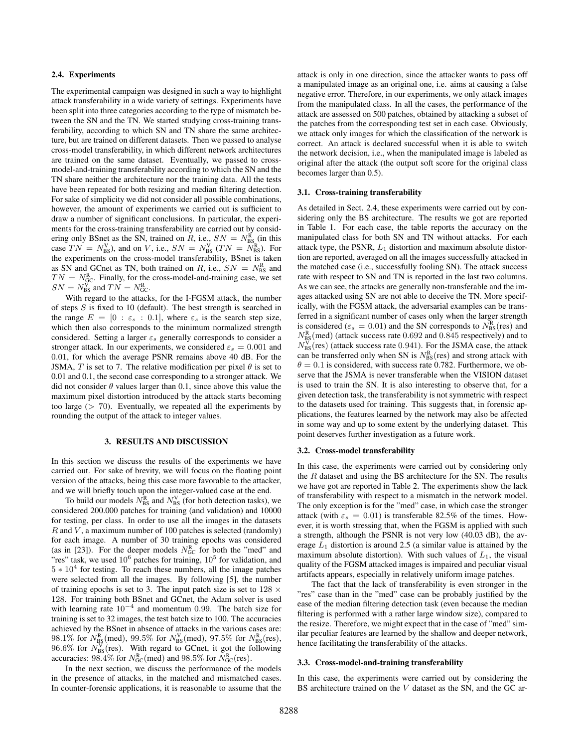### 2.4. Experiments

The experimental campaign was designed in such a way to highlight attack transferability in a wide variety of settings. Experiments have been split into three categories according to the type of mismatch between the SN and the TN. We started studying cross-training transferability, according to which SN and TN share the same architecture, but are trained on different datasets. Then we passed to analyse cross-model transferability, in which different network architectures are trained on the same dataset. Eventually, we passed to cross-model-and-training transferability according to which the SN and the TN share neither the architecture nor the training data. All the tests have been repeated for both resizing and median filtering detection. For sake of simplicity we did not consider all possible combinations, however, the amount of experiments we carried out is sufficient to draw a number of significant conclusions. In particular, the experiments for the cross-training transferability are carried out by considering only BSnet as the SN, trained on $R$, i.e., $SN = N_{\text{BS}}^{\text{R}}$ (in this case $TN = N_{\text{BS}}^{\text{V}}$), and on $V$, i.e., $SN = N_{\text{BS}}^{\text{V}}$ ($TN = N_{\text{BS}}^{\text{R}}$). For the experiments on the cross-model transferability, BSnet is taken as SN and GCnet as TN, both trained on $R$, i.e., $SN = N_{\text{BS}}^{\text{R}}$ and $TN = N_{\text{GC}}^{\text{R}}$. Finally, for the cross-model-and-training case, we set $SN = N_{\text{BS}}^{\text{V}}$ and $TN = N_{\text{GC}}^{\text{R}}$.

With regard to the attacks, for the I-FGSM attack, the number of steps $S$ is fixed to 10 (default). The best strength is searched in the range $E = [0 : \varepsilon_s : 0.1]$, where $\varepsilon_s$ is the search step size, which then also corresponds to the minimum normalized strength considered. Setting a larger $\varepsilon_s$ generally corresponds to consider a stronger attack. In our experiments, we considered $\varepsilon_s = 0.001$ and $0.01$, for which the average PSNR remains above 40 dB. For the JSMA, $T$ is set to 7. The relative modification per pixel $\theta$ is set to 0.01 and 0.1, the second case corresponding to a stronger attack. We did not consider $\theta$ values larger than 0.1, since above this value the maximum pixel distortion introduced by the attack starts becoming too large ($> 70$). Eventually, we repeated all the experiments by rounding the output of the attack to integer values.

## 3. RESULTS AND DISCUSSION

In this section we discuss the results of the experiments we have carried out. For sake of brevity, we will focus on the floating point version of the attacks, being this case more favorable to the attacker, and we will briefly touch upon the integer-valued case at the end.

To build our models $N_{\text{BS}}^{\text{R}}$ and $N_{\text{BS}}^{\text{V}}$ (for both detection tasks), we considered 200.000 patches for training (and validation) and 10000 for testing, per class. In order to use all the images in the datasets $R$ and $V$, a maximum number of 100 patches is selected (randomly) for each image. A number of 30 training epochs was considered (as in [23]). For the deeper models $N_{\text{GC}}^{\text{R}}$ for both the "med" and "res" task, we used $10^6$ patches for training, $10^5$ for validation, and $5 * 10^4$ for testing. To reach these numbers, all the image patches were selected from all the images. By following [5], the number of training epochs is set to 3. The input patch size is set to $128 \times 128$. For training both BSnet and GCnet, the Adam solver is used with learning rate $10^{-4}$ and momentum 0.99. The batch size for training is set to 32 images, the test batch size to 100. The accuracies achieved by the BSnet in absence of attacks in the various cases are: 98.1% for $N_{\text{BS}}^{\text{R}}$(med), 99.5% for $N_{\text{BS}}^{\text{V}}$(med), 97.5% for $N_{\text{BS}}^{\text{R}}$(res), 96.6% for $N_{\text{BS}}^{\text{V}}$(res). With regard to GCnet, it got the following accuracies: 98.4% for $N_{\text{GC}}^{\text{R}}$(med) and 98.5% for $N_{\text{GC}}^{\text{R}}$(res).

In the next section, we discuss the performance of the models in the presence of attacks, in the matched and mismatched cases. In counter-forensic applications, it is reasonable to assume that the attack is only in one direction, since the attacker wants to pass off a manipulated image as an original one, i.e. aims at causing a false negative error. Therefore, in our experiments, we only attack images from the manipulated class. In all the cases, the performance of the attack are assessed on 500 patches, obtained by attacking a subset of the patches from the corresponding test set in each case. Obviously, we attack only images for which the classification of the network is correct. An attack is declared successful when it is able to switch the network decision, i.e., when the manipulated image is labeled as original after the attack (the output soft score for the original class becomes larger than 0.5).

### 3.1. Cross-training transferability

As detailed in Sect. 2.4, these experiments were carried out by considering only the BS architecture. The results we got are reported in Table 1. For each case, the table reports the accuracy on the manipulated class for both SN and TN without attacks. For each attack type, the PSNR, $L_1$ distortion and maximum absolute distortion are reported, averaged on all the images successfully attacked in the matched case (i.e., successfully fooling SN). The attack success rate with respect to SN and TN is reported in the last two columns. As we can see, the attacks are generally non-transferable and the images attacked using SN are not able to deceive the TN. More specifically, with the FGSM attack, the adversarial examples can be transferred in a significant number of cases only when the larger strength is considered ($\varepsilon_s = 0.01$) and the SN corresponds to $N_{\text{BS}}^{\text{R}}$(res) and $N_{\text{BS}}^{\text{R}}$(med) (attack success rate 0.692 and 0.845 respectively) and to $N_{\text{BS}}^{\text{V}}$(res) (attack success rate 0.941). For the JSMA case, the attack can be transferred only when SN is $N_{\text{BS}}^{\text{R}}$(res) and strong attack with $\theta = 0.1$ is considered, with success rate 0.782. Furthermore, we observe that the JSMA is never transferable when the VISION dataset is used to train the SN. It is also interesting to observe that, for a given detection task, the transferability is not symmetric with respect to the datasets used for training. This suggests that, in forensic applications, the features learned by the network may also be affected in some way and up to some extent by the underlying dataset. This point deserves further investigation as a future work.

### 3.2. Cross-model transferability

In this case, the experiments were carried out by considering only the $R$ dataset and using the BS architecture for the SN. The results we have got are reported in Table 2. The experiments show the lack of transferability with respect to a mismatch in the network model. The only exception is for the "med" case, in which case the stronger attack (with $\varepsilon_s = 0.01$) is transferable 82.5% of the times. However, it is worth stressing that, when the FGSM is applied with such a strength, although the PSNR is not very low (40.03 dB), the average $L_1$ distortion is around 2.5 (a similar value is attained by the maximum absolute distortion). With such values of $L_1$, the visual quality of the FGSM attacked images is impaired and peculiar visual artifacts appears, especially in relatively uniform image patches.

The fact that the lack of transferability is even stronger in the "res" case than in the "med" case can be probably justified by the ease of the median filtering detection task (even because the median filtering is performed with a rather large window size), compared to the resize. Therefore, we might expect that in the case of "med" similar peculiar features are learned by the shallow and deeper network, hence facilitating the transferability of the attacks.

### 3.3. Cross-model-and-training transferability

In this case, the experiments were carried out by considering the BS architecture trained on the $V$ dataset as the SN, and the GC ar-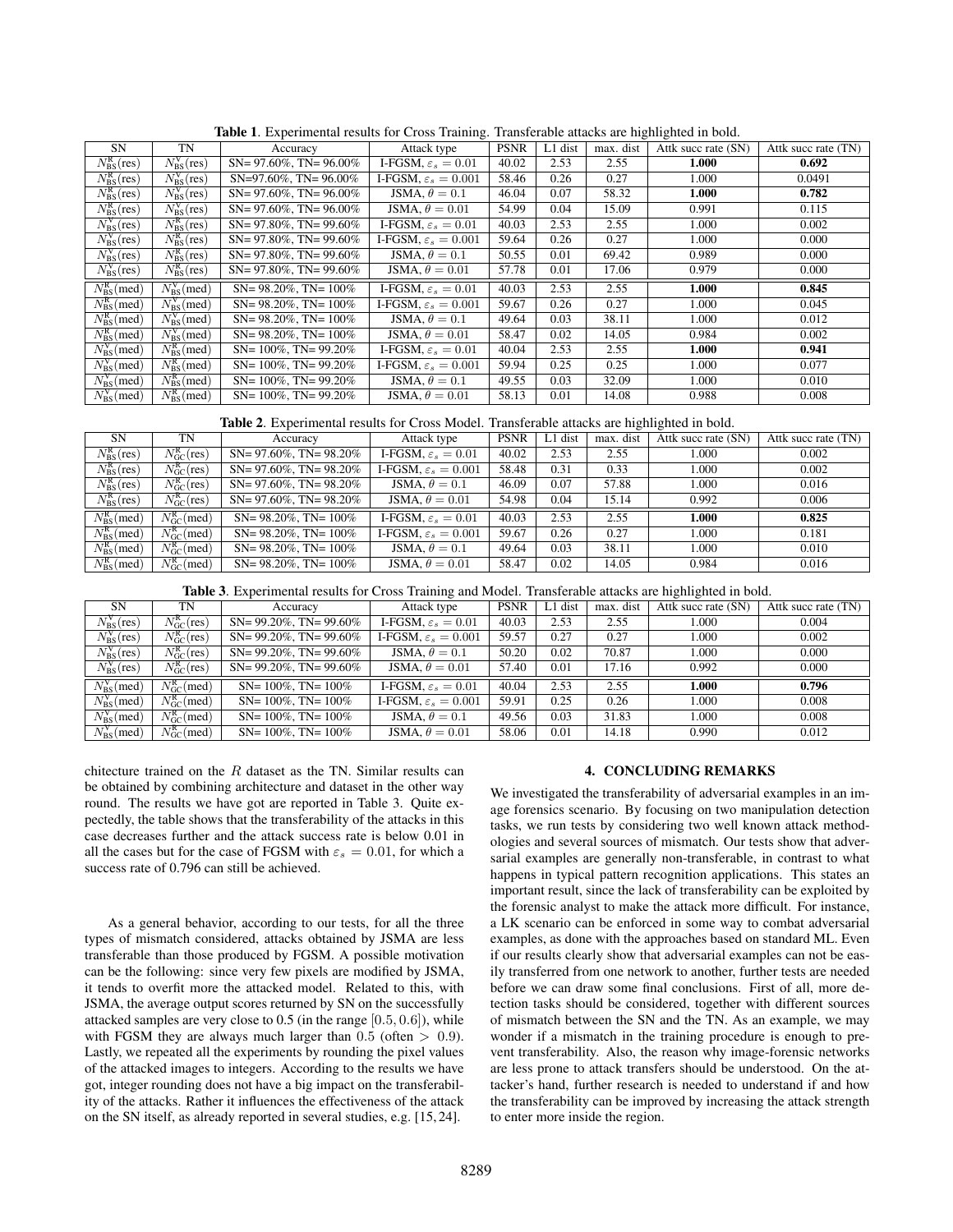**Table 1**. Experimental results for Cross Training. Transferable attacks are highlighted in bold.

| SN | TN | Accuracy | Attack type | PSNR | L1 dist | max. dist | Attk succ rate (SN) | Attk succ rate (TN) |
|---|---|---|---|---|---|---|---|---|
| $N^{R}_{BS}$(res) | $N^{V}_{BS}$(res) | SN= 97.60%, TN= 96.00% | I-FGSM, $\varepsilon_s = 0.01$ | 40.02 | 2.53 | 2.55 | **1.000** | **0.692** |
| $N^{R}_{BS}$(res) | $N^{V}_{BS}$(res) | SN=97.60%, TN= 96.00% | I-FGSM, $\varepsilon_s = 0.001$ | 58.46 | 0.26 | 0.27 | 1.000 | 0.0491 |
| $N^{R}_{BS}$(res) | $N^{V}_{BS}$(res) | SN= 97.60%, TN= 96.00% | JSMA, $\theta = 0.1$ | 46.04 | 0.07 | 58.32 | **1.000** | **0.782** |
| $N^{R}_{BS}$(res) | $N^{V}_{BS}$(res) | SN= 97.60%, TN= 96.00% | JSMA, $\theta = 0.01$ | 54.99 | 0.04 | 15.09 | 0.991 | 0.115 |
| $N^{V}_{BS}$(res) | $N^{R}_{BS}$(res) | SN= 97.80%, TN= 99.60% | I-FGSM, $\varepsilon_s = 0.01$ | 40.03 | 2.53 | 2.55 | 1.000 | 0.002 |
| $N^{V}_{BS}$(res) | $N^{R}_{BS}$(res) | SN= 97.80%, TN= 99.60% | I-FGSM, $\varepsilon_s = 0.001$ | 59.64 | 0.26 | 0.27 | 1.000 | 0.000 |
| $N^{V}_{BS}$(res) | $N^{R}_{BS}$(res) | SN= 97.80%, TN= 99.60% | JSMA, $\theta = 0.1$ | 50.55 | 0.01 | 69.42 | 0.989 | 0.000 |
| $N^{V}_{BS}$(res) | $N^{R}_{BS}$(res) | SN= 97.80%, TN= 99.60% | JSMA, $\theta = 0.01$ | 57.78 | 0.01 | 17.06 | 0.979 | 0.000 |
| $N^{R}_{BS}$(med) | $N^{V}_{BS}$(med) | SN= 98.20%, TN= 100% | I-FGSM, $\varepsilon_s = 0.01$ | 40.03 | 2.53 | 2.55 | **1.000** | **0.845** |
| $N^{R}_{BS}$(med) | $N^{V}_{BS}$(med) | SN= 98.20%, TN= 100% | I-FGSM, $\varepsilon_s = 0.001$ | 59.67 | 0.26 | 0.27 | 1.000 | 0.045 |
| $N^{R}_{BS}$(med) | $N^{V}_{BS}$(med) | SN= 98.20%, TN= 100% | JSMA, $\theta = 0.1$ | 49.64 | 0.03 | 38.11 | 1.000 | 0.012 |
| $N^{R}_{BS}$(med) | $N^{V}_{BS}$(med) | SN= 98.20%, TN= 100% | JSMA, $\theta = 0.01$ | 58.47 | 0.02 | 14.05 | 0.984 | 0.002 |
| $N^{V}_{BS}$(med) | $N^{R}_{BS}$(med) | SN= 100%, TN= 99.20% | I-FGSM, $\varepsilon_s = 0.01$ | 40.04 | 2.53 | 2.55 | **1.000** | **0.941** |
| $N^{V}_{BS}$(med) | $N^{R}_{BS}$(med) | SN= 100%, TN= 99.20% | I-FGSM, $\varepsilon_s = 0.001$ | 59.94 | 0.25 | 0.25 | 1.000 | 0.077 |
| $N^{V}_{BS}$(med) | $N^{R}_{BS}$(med) | SN= 100%, TN= 99.20% | JSMA, $\theta = 0.1$ | 49.55 | 0.03 | 32.09 | 1.000 | 0.010 |
| $N^{V}_{BS}$(med) | $N^{R}_{BS}$(med) | SN= 100%, TN= 99.20% | JSMA, $\theta = 0.01$ | 58.13 | 0.01 | 14.08 | 0.988 | 0.008 |

**Table 2**. Experimental results for Cross Model. Transferable attacks are highlighted in bold.

| SN | TN | Accuracy | Attack type | PSNR | L1 dist | max. dist | Attk succ rate (SN) | Attk succ rate (TN) |
|---|---|---|---|---|---|---|---|---|
| $N^{R}_{BS}$(res) | $N^{R}_{GC}$(res) | SN= 97.60%, TN= 98.20% | I-FGSM, $\varepsilon_s = 0.01$ | 40.02 | 2.53 | 2.55 | 1.000 | 0.002 |
| $N^{R}_{BS}$(res) | $N^{R}_{GC}$(res) | SN= 97.60%, TN= 98.20% | I-FGSM, $\varepsilon_s = 0.001$ | 58.48 | 0.31 | 0.33 | 1.000 | 0.002 |
| $N^{R}_{BS}$(res) | $N^{R}_{GC}$(res) | SN= 97.60%, TN= 98.20% | JSMA, $\theta = 0.1$ | 46.09 | 0.07 | 57.88 | 1.000 | 0.016 |
| $N^{R}_{BS}$(res) | $N^{R}_{GC}$(res) | SN= 97.60%, TN= 98.20% | JSMA, $\theta = 0.01$ | 54.98 | 0.04 | 15.14 | 0.992 | 0.006 |
| $N^{R}_{BS}$(med) | $N^{R}_{GC}$(med) | SN= 98.20%, TN= 100% | I-FGSM, $\varepsilon_s = 0.01$ | 40.03 | 2.53 | 2.55 | **1.000** | **0.825** |
| $N^{R}_{BS}$(med) | $N^{R}_{GC}$(med) | SN= 98.20%, TN= 100% | I-FGSM, $\varepsilon_s = 0.001$ | 59.67 | 0.26 | 0.27 | 1.000 | 0.181 |
| $N^{R}_{BS}$(med) | $N^{R}_{GC}$(med) | SN= 98.20%, TN= 100% | JSMA, $\theta = 0.1$ | 49.64 | 0.03 | 38.11 | 1.000 | 0.010 |
| $N^{R}_{BS}$(med) | $N^{R}_{GC}$(med) | SN= 98.20%, TN= 100% | JSMA, $\theta = 0.01$ | 58.47 | 0.02 | 14.05 | 0.984 | 0.016 |

**Table 3**. Experimental results for Cross Training and Model. Transferable attacks are highlighted in bold.

| SN | TN | Accuracy | Attack type | PSNR | L1 dist | max. dist | Attk succ rate (SN) | Attk succ rate (TN) |
|---|---|---|---|---|---|---|---|---|
| $N^{V}_{BS}$(res) | $N^{R}_{GC}$(res) | SN= 99.20%, TN= 99.60% | I-FGSM, $\varepsilon_s = 0.01$ | 40.03 | 2.53 | 2.55 | 1.000 | 0.004 |
| $N^{V}_{BS}$(res) | $N^{R}_{GC}$(res) | SN= 99.20%, TN= 99.60% | I-FGSM, $\varepsilon_s = 0.001$ | 59.57 | 0.27 | 0.27 | 1.000 | 0.002 |
| $N^{V}_{BS}$(res) | $N^{R}_{GC}$(res) | SN= 99.20%, TN= 99.60% | JSMA, $\theta = 0.1$ | 50.20 | 0.02 | 70.87 | 1.000 | 0.000 |
| $N^{V}_{BS}$(res) | $N^{R}_{GC}$(res) | SN= 99.20%, TN= 99.60% | JSMA, $\theta = 0.01$ | 57.40 | 0.01 | 17.16 | 0.992 | 0.000 |
| $N^{V}_{BS}$(med) | $N^{R}_{GC}$(med) | SN= 100%, TN= 100% | I-FGSM, $\varepsilon_s = 0.01$ | 40.04 | 2.53 | 2.55 | **1.000** | **0.796** |
| $N^{V}_{BS}$(med) | $N^{R}_{GC}$(med) | SN= 100%, TN= 100% | I-FGSM, $\varepsilon_s = 0.001$ | 59.91 | 0.25 | 0.26 | 1.000 | 0.008 |
| $N^{V}_{BS}$(med) | $N^{R}_{GC}$(med) | SN= 100%, TN= 100% | JSMA, $\theta = 0.1$ | 49.56 | 0.03 | 31.83 | 1.000 | 0.008 |
| $N^{V}_{BS}$(med) | $N^{R}_{GC}$(med) | SN= 100%, TN= 100% | JSMA, $\theta = 0.01$ | 58.06 | 0.01 | 14.18 | 0.990 | 0.012 |

chitecture trained on the $R$ dataset as the TN. Similar results can be obtained by combining architecture and dataset in the other way round. The results we have got are reported in Table 3. Quite expectedly, the table shows that the transferability of the attacks in this case decreases further and the attack success rate is below 0.01 in all the cases but for the case of FGSM with $\varepsilon_s = 0.01$, for which a success rate of 0.796 can still be achieved.

As a general behavior, according to our tests, for all the three types of mismatch considered, attacks obtained by JSMA are less transferable than those produced by FGSM. A possible motivation can be the following: since very few pixels are modified by JSMA, it tends to overfit more the attacked model. Related to this, with JSMA, the average output scores returned by SN on the successfully attacked samples are very close to 0.5 (in the range $[0.5, 0.6]$), while with FGSM they are always much larger than 0.5 (often $> 0.9$). Lastly, we repeated all the experiments by rounding the pixel values of the attacked images to integers. According to the results we have got, integer rounding does not have a big impact on the transferability of the attacks. Rather it influences the effectiveness of the attack on the SN itself, as already reported in several studies, e.g. [15, 24].

## 4. CONCLUDING REMARKS

We investigated the transferability of adversarial examples in an image forensics scenario. By focusing on two manipulation detection tasks, we run tests by considering two well known attack methodologies and several sources of mismatch. Our tests show that adversarial examples are generally non-transferable, in contrast to what happens in typical pattern recognition applications. This states an important result, since the lack of transferability can be exploited by the forensic analyst to make the attack more difficult. For instance, a LK scenario can be enforced in some way to combat adversarial examples, as done with the approaches based on standard ML. Even if our results clearly show that adversarial examples can not be easily transferred from one network to another, further tests are needed before we can draw some final conclusions. First of all, more detection tasks should be considered, together with different sources of mismatch between the SN and the TN. As an example, we may wonder if a mismatch in the training procedure is enough to prevent transferability. Also, the reason why image-forensic networks are less prone to attack transfers should be understood. On the attacker's hand, further research is needed to understand if and how the transferability can be improved by increasing the attack strength to enter more inside the region.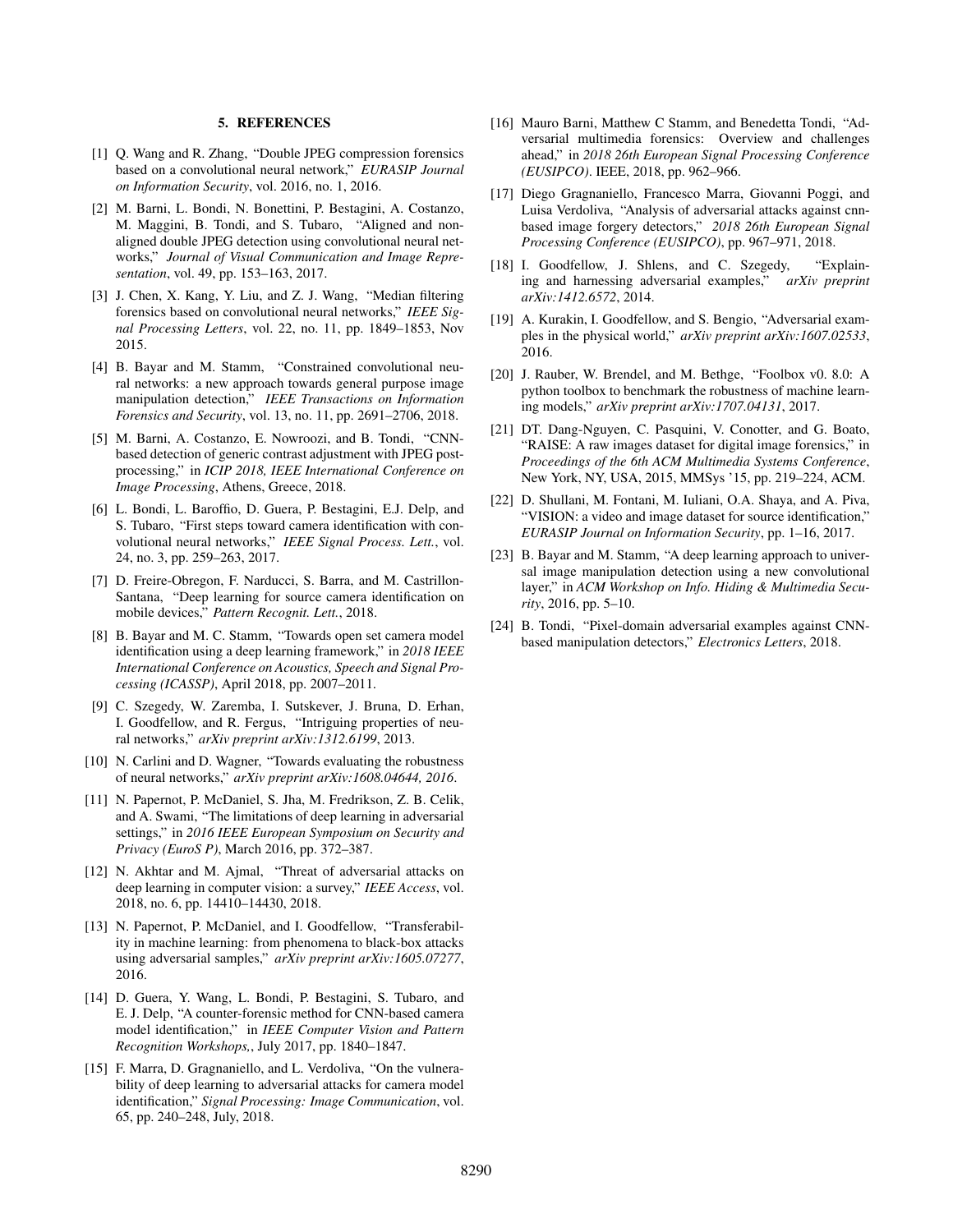## 5. REFERENCES

[1] Q. Wang and R. Zhang, "Double JPEG compression forensics based on a convolutional neural network," *EURASIP Journal on Information Security*, vol. 2016, no. 1, 2016.

[2] M. Barni, L. Bondi, N. Bonettini, P. Bestagini, A. Costanzo, M. Maggini, B. Tondi, and S. Tubaro, "Aligned and non-aligned double JPEG detection using convolutional neural networks," *Journal of Visual Communication and Image Representation*, vol. 49, pp. 153–163, 2017.

[3] J. Chen, X. Kang, Y. Liu, and Z. J. Wang, "Median filtering forensics based on convolutional neural networks," *IEEE Signal Processing Letters*, vol. 22, no. 11, pp. 1849–1853, Nov 2015.

[4] B. Bayar and M. Stamm, "Constrained convolutional neural networks: a new approach towards general purpose image manipulation detection," *IEEE Transactions on Information Forensics and Security*, vol. 13, no. 11, pp. 2691–2706, 2018.

[5] M. Barni, A. Costanzo, E. Nowroozi, and B. Tondi, "CNN-based detection of generic contrast adjustment with JPEG post-processing," in *ICIP 2018, IEEE International Conference on Image Processing*, Athens, Greece, 2018.

[6] L. Bondi, L. Baroffio, D. Guera, P. Bestagini, E.J. Delp, and S. Tubaro, "First steps toward camera identification with convolutional neural networks," *IEEE Signal Process. Lett.*, vol. 24, no. 3, pp. 259–263, 2017.

[7] D. Freire-Obregon, F. Narducci, S. Barra, and M. Castrillon-Santana, "Deep learning for source camera identification on mobile devices," *Pattern Recognit. Lett.*, 2018.

[8] B. Bayar and M. C. Stamm, "Towards open set camera model identification using a deep learning framework," in *2018 IEEE International Conference on Acoustics, Speech and Signal Processing (ICASSP)*, April 2018, pp. 2007–2011.

[9] C. Szegedy, W. Zaremba, I. Sutskever, J. Bruna, D. Erhan, I. Goodfellow, and R. Fergus, "Intriguing properties of neural networks," *arXiv preprint arXiv:1312.6199*, 2013.

[10] N. Carlini and D. Wagner, "Towards evaluating the robustness of neural networks," *arXiv preprint arXiv:1608.04644, 2016*.

[11] N. Papernot, P. McDaniel, S. Jha, M. Fredrikson, Z. B. Celik, and A. Swami, "The limitations of deep learning in adversarial settings," in *2016 IEEE European Symposium on Security and Privacy (EuroS P)*, March 2016, pp. 372–387.

[12] N. Akhtar and M. Ajmal, "Threat of adversarial attacks on deep learning in computer vision: a survey," *IEEE Access*, vol. 2018, no. 6, pp. 14410–14430, 2018.

[13] N. Papernot, P. McDaniel, and I. Goodfellow, "Transferability in machine learning: from phenomena to black-box attacks using adversarial samples," *arXiv preprint arXiv:1605.07277*, 2016.

[14] D. Guera, Y. Wang, L. Bondi, P. Bestagini, S. Tubaro, and E. J. Delp, "A counter-forensic method for CNN-based camera model identification," in *IEEE Computer Vision and Pattern Recognition Workshops,*, July 2017, pp. 1840–1847.

[15] F. Marra, D. Gragnaniello, and L. Verdoliva, "On the vulnerability of deep learning to adversarial attacks for camera model identification," *Signal Processing: Image Communication*, vol. 65, pp. 240–248, July, 2018.

[16] Mauro Barni, Matthew C Stamm, and Benedetta Tondi, "Adversarial multimedia forensics: Overview and challenges ahead," in *2018 26th European Signal Processing Conference (EUSIPCO)*. IEEE, 2018, pp. 962–966.

[17] Diego Gragnaniello, Francesco Marra, Giovanni Poggi, and Luisa Verdoliva, "Analysis of adversarial attacks against cnn-based image forgery detectors," *2018 26th European Signal Processing Conference (EUSIPCO)*, pp. 967–971, 2018.

[18] I. Goodfellow, J. Shlens, and C. Szegedy, "Explaining and harnessing adversarial examples," *arXiv preprint arXiv:1412.6572*, 2014.

[19] A. Kurakin, I. Goodfellow, and S. Bengio, "Adversarial examples in the physical world," *arXiv preprint arXiv:1607.02533*, 2016.

[20] J. Rauber, W. Brendel, and M. Bethge, "Foolbox v0. 8.0: A python toolbox to benchmark the robustness of machine learning models," *arXiv preprint arXiv:1707.04131*, 2017.

[21] DT. Dang-Nguyen, C. Pasquini, V. Conotter, and G. Boato, "RAISE: A raw images dataset for digital image forensics," in *Proceedings of the 6th ACM Multimedia Systems Conference*, New York, NY, USA, 2015, MMSys '15, pp. 219–224, ACM.

[22] D. Shullani, M. Fontani, M. Iuliani, O.A. Shaya, and A. Piva, "VISION: a video and image dataset for source identification," *EURASIP Journal on Information Security*, pp. 1–16, 2017.

[23] B. Bayar and M. Stamm, "A deep learning approach to universal image manipulation detection using a new convolutional layer," in *ACM Workshop on Info. Hiding & Multimedia Security*, 2016, pp. 5–10.

[24] B. Tondi, "Pixel-domain adversarial examples against CNN-based manipulation detectors," *Electronics Letters*, 2018.